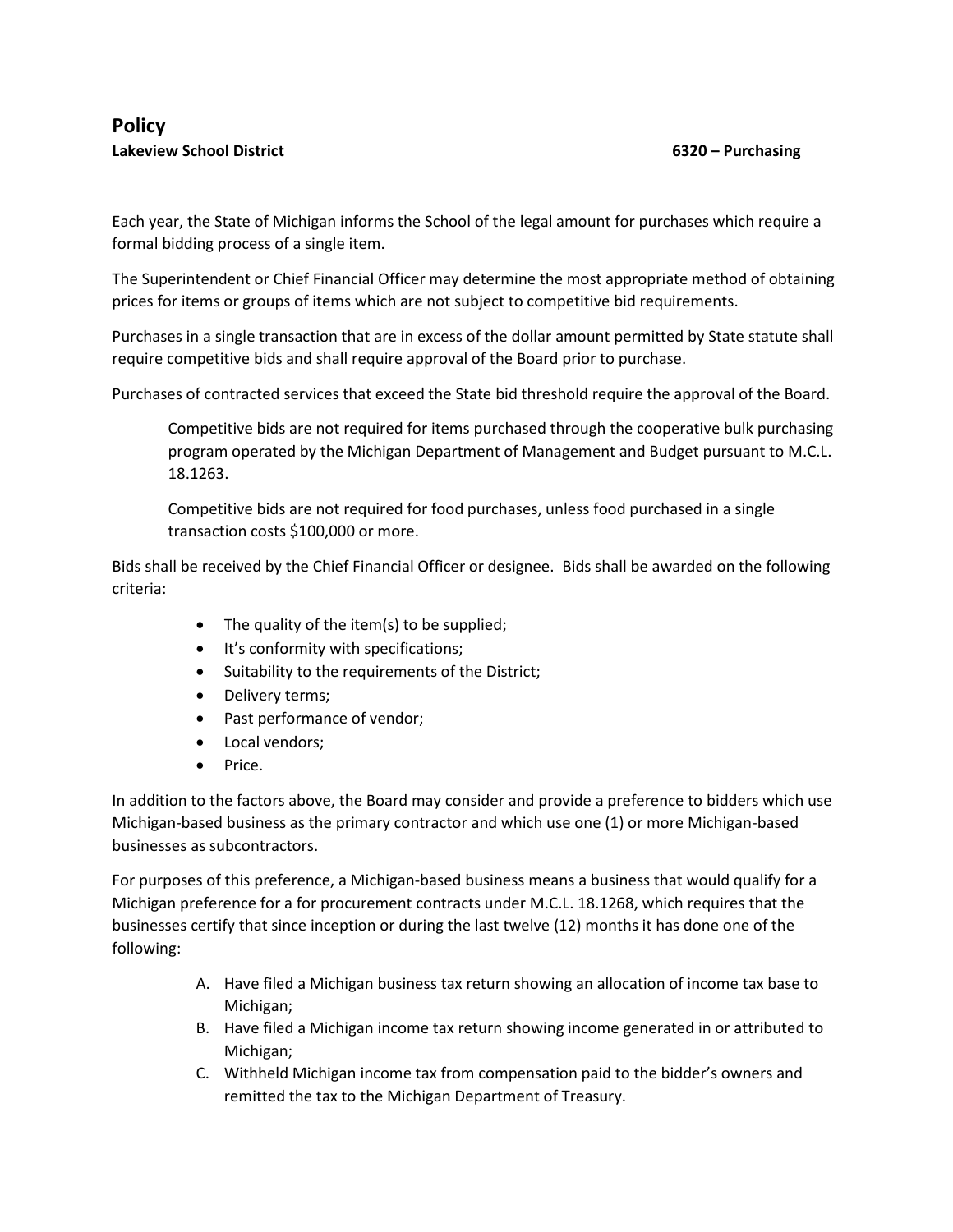# Policy

**Lakeview School District** **6320 – Purchasing**

Each year, the State of Michigan informs the School of the legal amount for purchases which require a formal bidding process of a single item.

The Superintendent or Chief Financial Officer may determine the most appropriate method of obtaining prices for items or groups of items which are not subject to competitive bid requirements.

Purchases in a single transaction that are in excess of the dollar amount permitted by State statute shall require competitive bids and shall require approval of the Board prior to purchase.

Purchases of contracted services that exceed the State bid threshold require the approval of the Board.

> Competitive bids are not required for items purchased through the cooperative bulk purchasing program operated by the Michigan Department of Management and Budget pursuant to M.C.L. 18.1263.
>
> Competitive bids are not required for food purchases, unless food purchased in a single transaction costs $100,000 or more.

Bids shall be received by the Chief Financial Officer or designee. Bids shall be awarded on the following criteria:

- The quality of the item(s) to be supplied;
- It's conformity with specifications;
- Suitability to the requirements of the District;
- Delivery terms;
- Past performance of vendor;
- Local vendors;
- Price.

In addition to the factors above, the Board may consider and provide a preference to bidders which use Michigan-based business as the primary contractor and which use one (1) or more Michigan-based businesses as subcontractors.

For purposes of this preference, a Michigan-based business means a business that would qualify for a Michigan preference for a for procurement contracts under M.C.L. 18.1268, which requires that the businesses certify that since inception or during the last twelve (12) months it has done one of the following:

A. Have filed a Michigan business tax return showing an allocation of income tax base to Michigan;
B. Have filed a Michigan income tax return showing income generated in or attributed to Michigan;
C. Withheld Michigan income tax from compensation paid to the bidder's owners and remitted the tax to the Michigan Department of Treasury.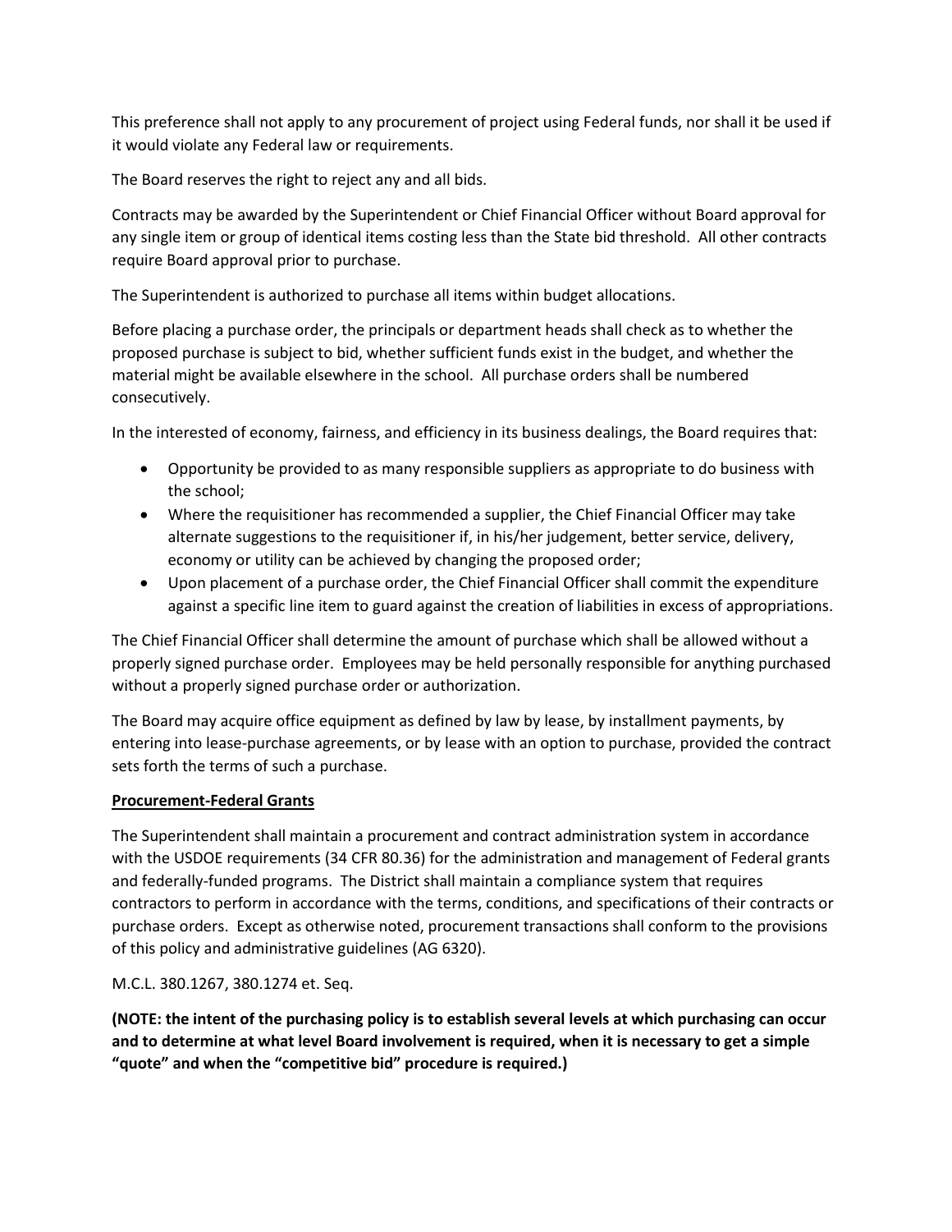This preference shall not apply to any procurement of project using Federal funds, nor shall it be used if it would violate any Federal law or requirements.

The Board reserves the right to reject any and all bids.

Contracts may be awarded by the Superintendent or Chief Financial Officer without Board approval for any single item or group of identical items costing less than the State bid threshold. All other contracts require Board approval prior to purchase.

The Superintendent is authorized to purchase all items within budget allocations.

Before placing a purchase order, the principals or department heads shall check as to whether the proposed purchase is subject to bid, whether sufficient funds exist in the budget, and whether the material might be available elsewhere in the school. All purchase orders shall be numbered consecutively.

In the interested of economy, fairness, and efficiency in its business dealings, the Board requires that:

- Opportunity be provided to as many responsible suppliers as appropriate to do business with the school;
- Where the requisitioner has recommended a supplier, the Chief Financial Officer may take alternate suggestions to the requisitioner if, in his/her judgement, better service, delivery, economy or utility can be achieved by changing the proposed order;
- Upon placement of a purchase order, the Chief Financial Officer shall commit the expenditure against a specific line item to guard against the creation of liabilities in excess of appropriations.

The Chief Financial Officer shall determine the amount of purchase which shall be allowed without a properly signed purchase order. Employees may be held personally responsible for anything purchased without a properly signed purchase order or authorization.

The Board may acquire office equipment as defined by law by lease, by installment payments, by entering into lease-purchase agreements, or by lease with an option to purchase, provided the contract sets forth the terms of such a purchase.

## Procurement-Federal Grants

The Superintendent shall maintain a procurement and contract administration system in accordance with the USDOE requirements (34 CFR 80.36) for the administration and management of Federal grants and federally-funded programs. The District shall maintain a compliance system that requires contractors to perform in accordance with the terms, conditions, and specifications of their contracts or purchase orders. Except as otherwise noted, procurement transactions shall conform to the provisions of this policy and administrative guidelines (AG 6320).

M.C.L. 380.1267, 380.1274 et. Seq.

**(NOTE: the intent of the purchasing policy is to establish several levels at which purchasing can occur and to determine at what level Board involvement is required, when it is necessary to get a simple "quote" and when the "competitive bid" procedure is required.)**